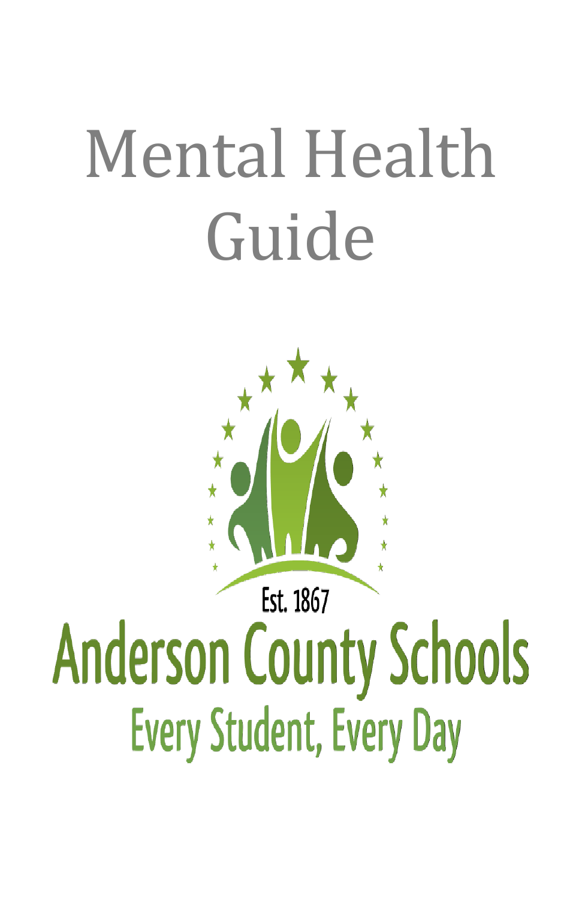# Mental Health Guide

Est. 1867

Anderson County Schools

Every Student, Every Day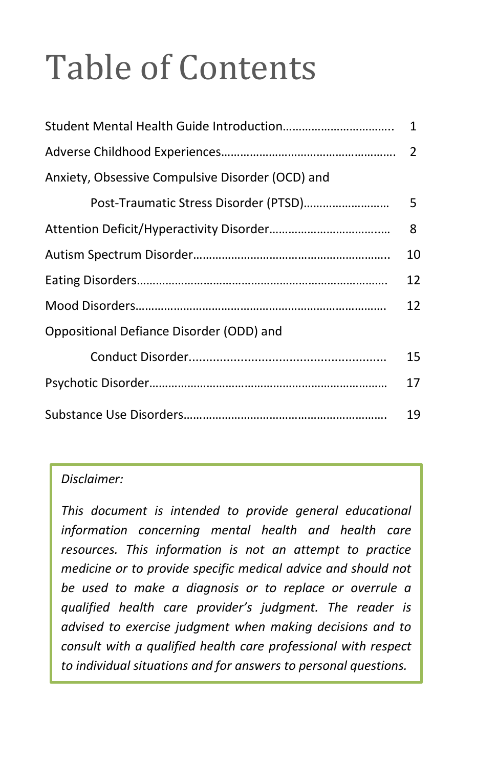# Table of Contents

| | |
|---|---|
| Student Mental Health Guide Introduction | 1 |
| Adverse Childhood Experiences | 2 |
| Anxiety, Obsessive Compulsive Disorder (OCD) and Post-Traumatic Stress Disorder (PTSD) | 5 |
| Attention Deficit/Hyperactivity Disorder | 8 |
| Autism Spectrum Disorder | 10 |
| Eating Disorders | 12 |
| Mood Disorders | 12 |
| Oppositional Defiance Disorder (ODD) and Conduct Disorder | 15 |
| Psychotic Disorder | 17 |
| Substance Use Disorders | 19 |

*Disclaimer:*

*This document is intended to provide general educational information concerning mental health and health care resources. This information is not an attempt to practice medicine or to provide specific medical advice and should not be used to make a diagnosis or to replace or overrule a qualified health care provider's judgment. The reader is advised to exercise judgment when making decisions and to consult with a qualified health care professional with respect to individual situations and for answers to personal questions.*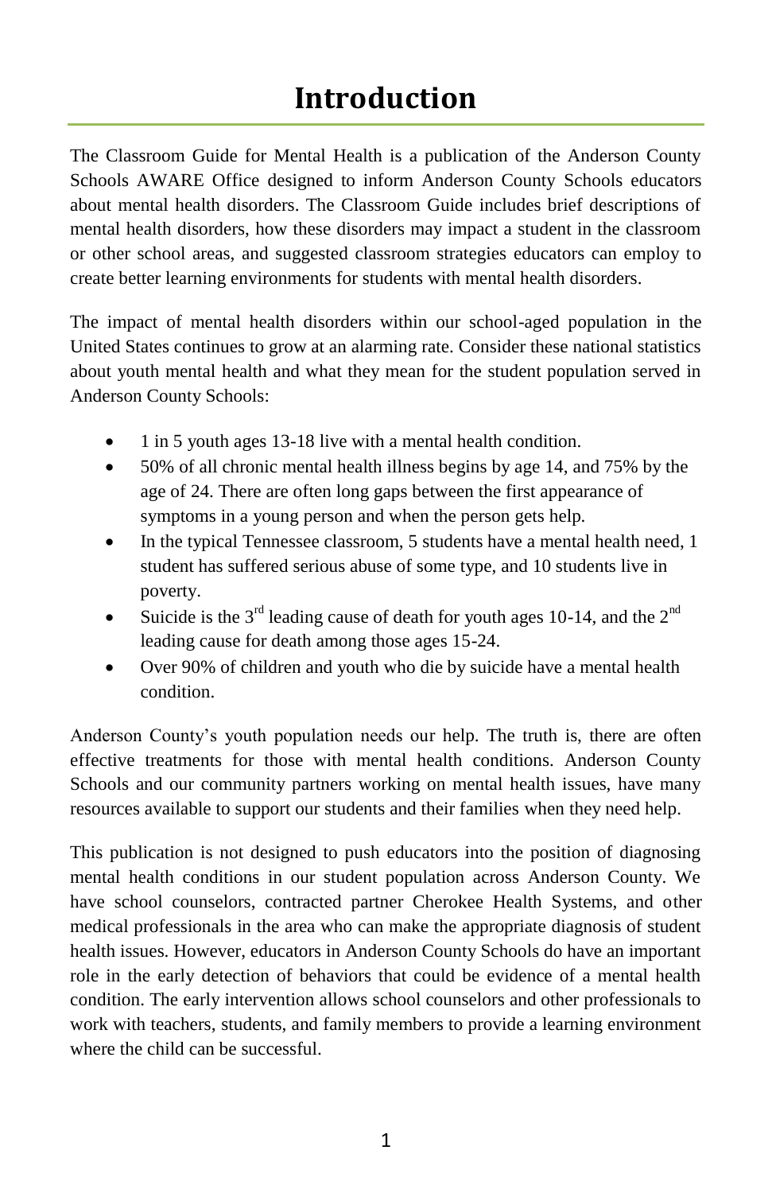# Introduction

The Classroom Guide for Mental Health is a publication of the Anderson County Schools AWARE Office designed to inform Anderson County Schools educators about mental health disorders. The Classroom Guide includes brief descriptions of mental health disorders, how these disorders may impact a student in the classroom or other school areas, and suggested classroom strategies educators can employ to create better learning environments for students with mental health disorders.

The impact of mental health disorders within our school-aged population in the United States continues to grow at an alarming rate. Consider these national statistics about youth mental health and what they mean for the student population served in Anderson County Schools:

- 1 in 5 youth ages 13-18 live with a mental health condition.
- 50% of all chronic mental health illness begins by age 14, and 75% by the age of 24. There are often long gaps between the first appearance of symptoms in a young person and when the person gets help.
- In the typical Tennessee classroom, 5 students have a mental health need, 1 student has suffered serious abuse of some type, and 10 students live in poverty.
- Suicide is the 3rd leading cause of death for youth ages 10-14, and the 2nd leading cause for death among those ages 15-24.
- Over 90% of children and youth who die by suicide have a mental health condition.

Anderson County's youth population needs our help. The truth is, there are often effective treatments for those with mental health conditions. Anderson County Schools and our community partners working on mental health issues, have many resources available to support our students and their families when they need help.

This publication is not designed to push educators into the position of diagnosing mental health conditions in our student population across Anderson County. We have school counselors, contracted partner Cherokee Health Systems, and other medical professionals in the area who can make the appropriate diagnosis of student health issues. However, educators in Anderson County Schools do have an important role in the early detection of behaviors that could be evidence of a mental health condition. The early intervention allows school counselors and other professionals to work with teachers, students, and family members to provide a learning environment where the child can be successful.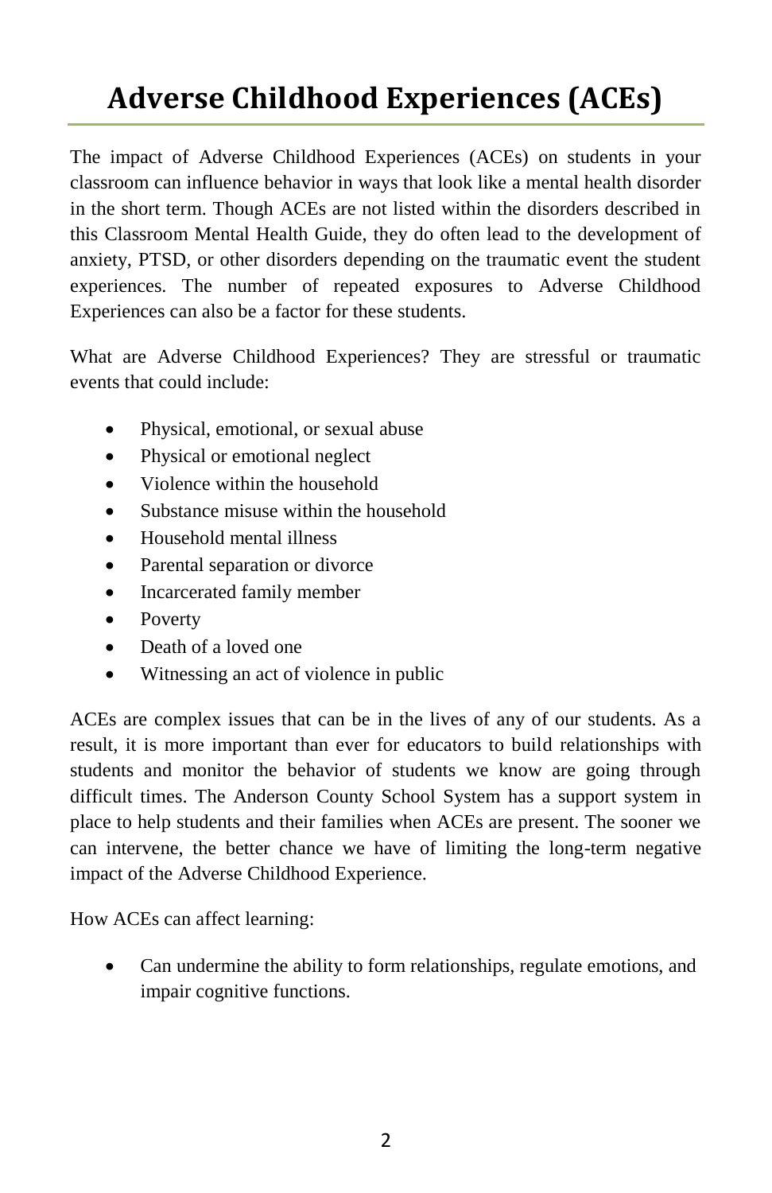# Adverse Childhood Experiences (ACEs)

The impact of Adverse Childhood Experiences (ACEs) on students in your classroom can influence behavior in ways that look like a mental health disorder in the short term. Though ACEs are not listed within the disorders described in this Classroom Mental Health Guide, they do often lead to the development of anxiety, PTSD, or other disorders depending on the traumatic event the student experiences. The number of repeated exposures to Adverse Childhood Experiences can also be a factor for these students.

What are Adverse Childhood Experiences? They are stressful or traumatic events that could include:

- Physical, emotional, or sexual abuse
- Physical or emotional neglect
- Violence within the household
- Substance misuse within the household
- Household mental illness
- Parental separation or divorce
- Incarcerated family member
- Poverty
- Death of a loved one
- Witnessing an act of violence in public

ACEs are complex issues that can be in the lives of any of our students. As a result, it is more important than ever for educators to build relationships with students and monitor the behavior of students we know are going through difficult times. The Anderson County School System has a support system in place to help students and their families when ACEs are present. The sooner we can intervene, the better chance we have of limiting the long-term negative impact of the Adverse Childhood Experience.

How ACEs can affect learning:

- Can undermine the ability to form relationships, regulate emotions, and impair cognitive functions.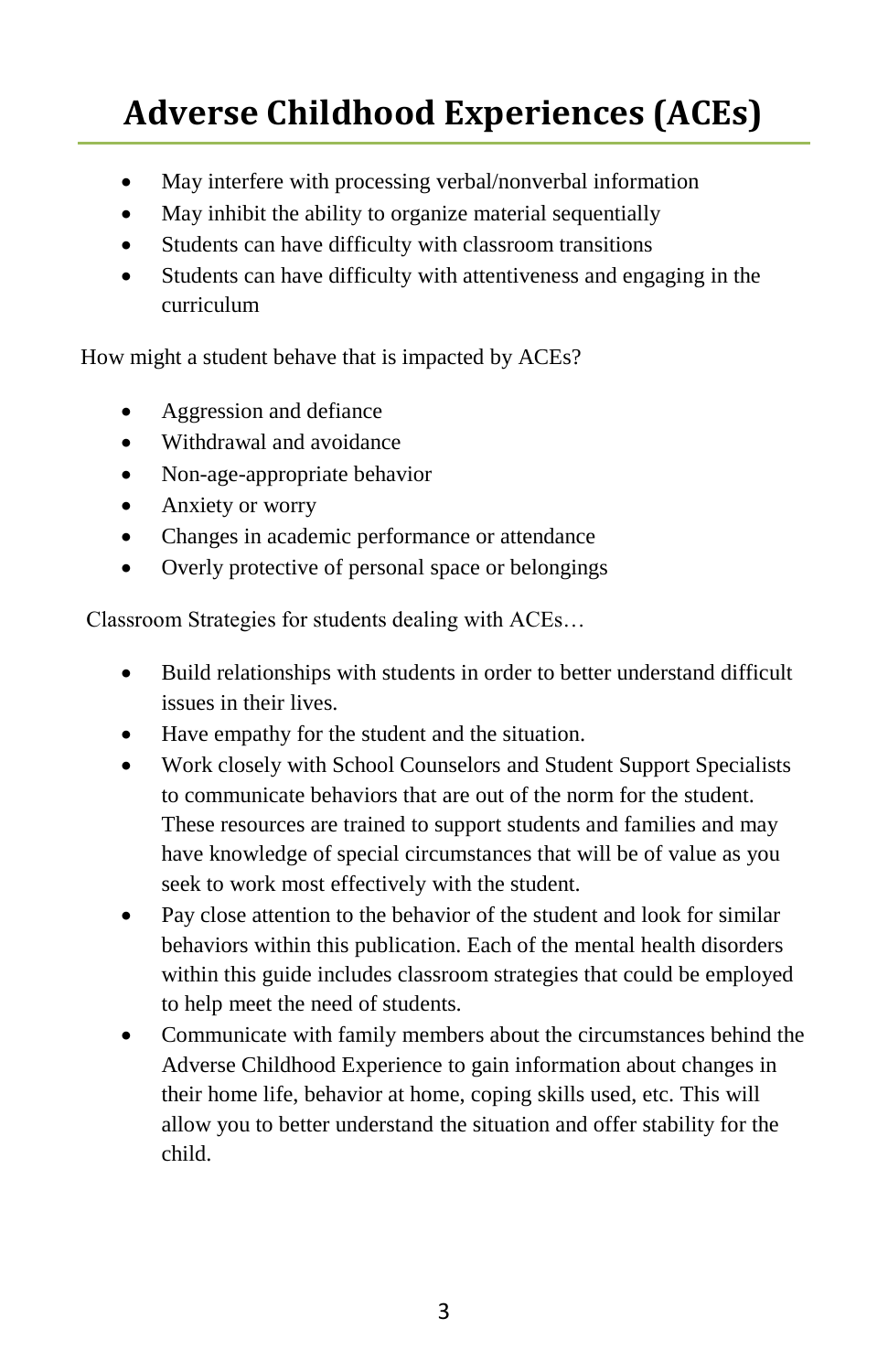# Adverse Childhood Experiences (ACEs)

- May interfere with processing verbal/nonverbal information
- May inhibit the ability to organize material sequentially
- Students can have difficulty with classroom transitions
- Students can have difficulty with attentiveness and engaging in the curriculum

How might a student behave that is impacted by ACEs?

- Aggression and defiance
- Withdrawal and avoidance
- Non-age-appropriate behavior
- Anxiety or worry
- Changes in academic performance or attendance
- Overly protective of personal space or belongings

Classroom Strategies for students dealing with ACEs…

- Build relationships with students in order to better understand difficult issues in their lives.
- Have empathy for the student and the situation.
- Work closely with School Counselors and Student Support Specialists to communicate behaviors that are out of the norm for the student. These resources are trained to support students and families and may have knowledge of special circumstances that will be of value as you seek to work most effectively with the student.
- Pay close attention to the behavior of the student and look for similar behaviors within this publication. Each of the mental health disorders within this guide includes classroom strategies that could be employed to help meet the need of students.
- Communicate with family members about the circumstances behind the Adverse Childhood Experience to gain information about changes in their home life, behavior at home, coping skills used, etc. This will allow you to better understand the situation and offer stability for the child.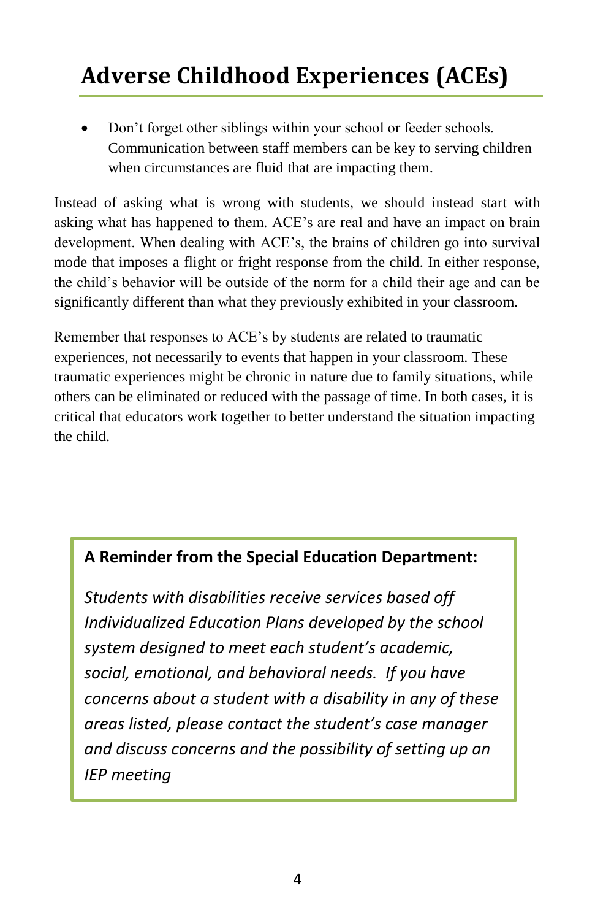# Adverse Childhood Experiences (ACEs)

- Don't forget other siblings within your school or feeder schools. Communication between staff members can be key to serving children when circumstances are fluid that are impacting them.

Instead of asking what is wrong with students, we should instead start with asking what has happened to them. ACE's are real and have an impact on brain development. When dealing with ACE's, the brains of children go into survival mode that imposes a flight or fright response from the child. In either response, the child's behavior will be outside of the norm for a child their age and can be significantly different than what they previously exhibited in your classroom.

Remember that responses to ACE's by students are related to traumatic experiences, not necessarily to events that happen in your classroom. These traumatic experiences might be chronic in nature due to family situations, while others can be eliminated or reduced with the passage of time. In both cases, it is critical that educators work together to better understand the situation impacting the child.

**A Reminder from the Special Education Department:**

*Students with disabilities receive services based off Individualized Education Plans developed by the school system designed to meet each student's academic, social, emotional, and behavioral needs. If you have concerns about a student with a disability in any of these areas listed, please contact the student's case manager and discuss concerns and the possibility of setting up an IEP meeting*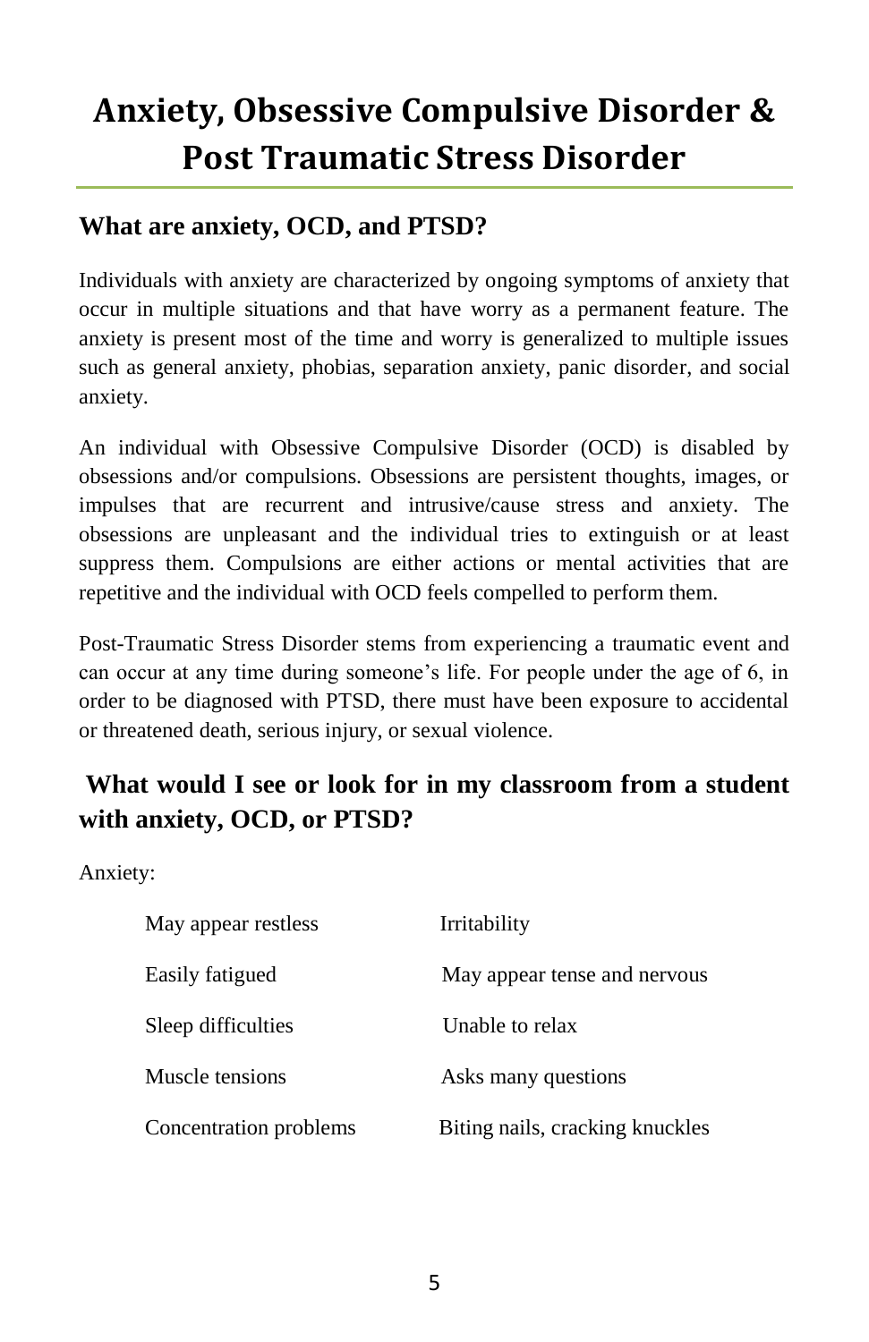# Anxiety, Obsessive Compulsive Disorder & Post Traumatic Stress Disorder

## What are anxiety, OCD, and PTSD?

Individuals with anxiety are characterized by ongoing symptoms of anxiety that occur in multiple situations and that have worry as a permanent feature. The anxiety is present most of the time and worry is generalized to multiple issues such as general anxiety, phobias, separation anxiety, panic disorder, and social anxiety.

An individual with Obsessive Compulsive Disorder (OCD) is disabled by obsessions and/or compulsions. Obsessions are persistent thoughts, images, or impulses that are recurrent and intrusive/cause stress and anxiety. The obsessions are unpleasant and the individual tries to extinguish or at least suppress them. Compulsions are either actions or mental activities that are repetitive and the individual with OCD feels compelled to perform them.

Post-Traumatic Stress Disorder stems from experiencing a traumatic event and can occur at any time during someone's life. For people under the age of 6, in order to be diagnosed with PTSD, there must have been exposure to accidental or threatened death, serious injury, or sexual violence.

## What would I see or look for in my classroom from a student with anxiety, OCD, or PTSD?

Anxiety:

| | |
|---|---|
| May appear restless | Irritability |
| Easily fatigued | May appear tense and nervous |
| Sleep difficulties | Unable to relax |
| Muscle tensions | Asks many questions |
| Concentration problems | Biting nails, cracking knuckles |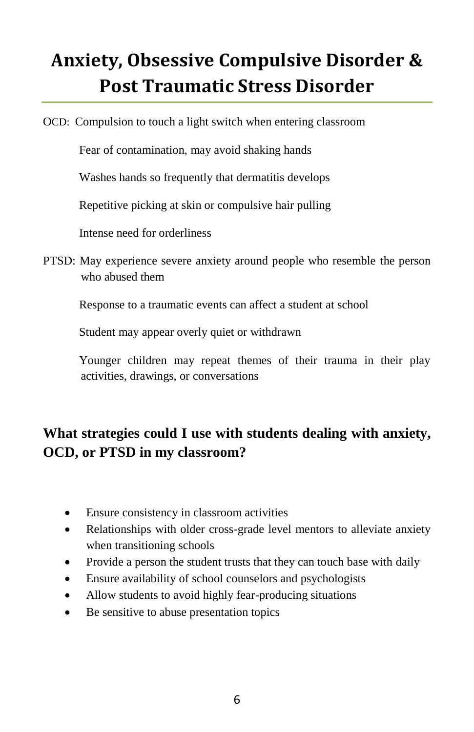# Anxiety, Obsessive Compulsive Disorder & Post Traumatic Stress Disorder

OCD: Compulsion to touch a light switch when entering classroom

Fear of contamination, may avoid shaking hands

Washes hands so frequently that dermatitis develops

Repetitive picking at skin or compulsive hair pulling

Intense need for orderliness

PTSD: May experience severe anxiety around people who resemble the person who abused them

Response to a traumatic events can affect a student at school

Student may appear overly quiet or withdrawn

Younger children may repeat themes of their trauma in their play activities, drawings, or conversations

## What strategies could I use with students dealing with anxiety, OCD, or PTSD in my classroom?

- Ensure consistency in classroom activities
- Relationships with older cross-grade level mentors to alleviate anxiety when transitioning schools
- Provide a person the student trusts that they can touch base with daily
- Ensure availability of school counselors and psychologists
- Allow students to avoid highly fear-producing situations
- Be sensitive to abuse presentation topics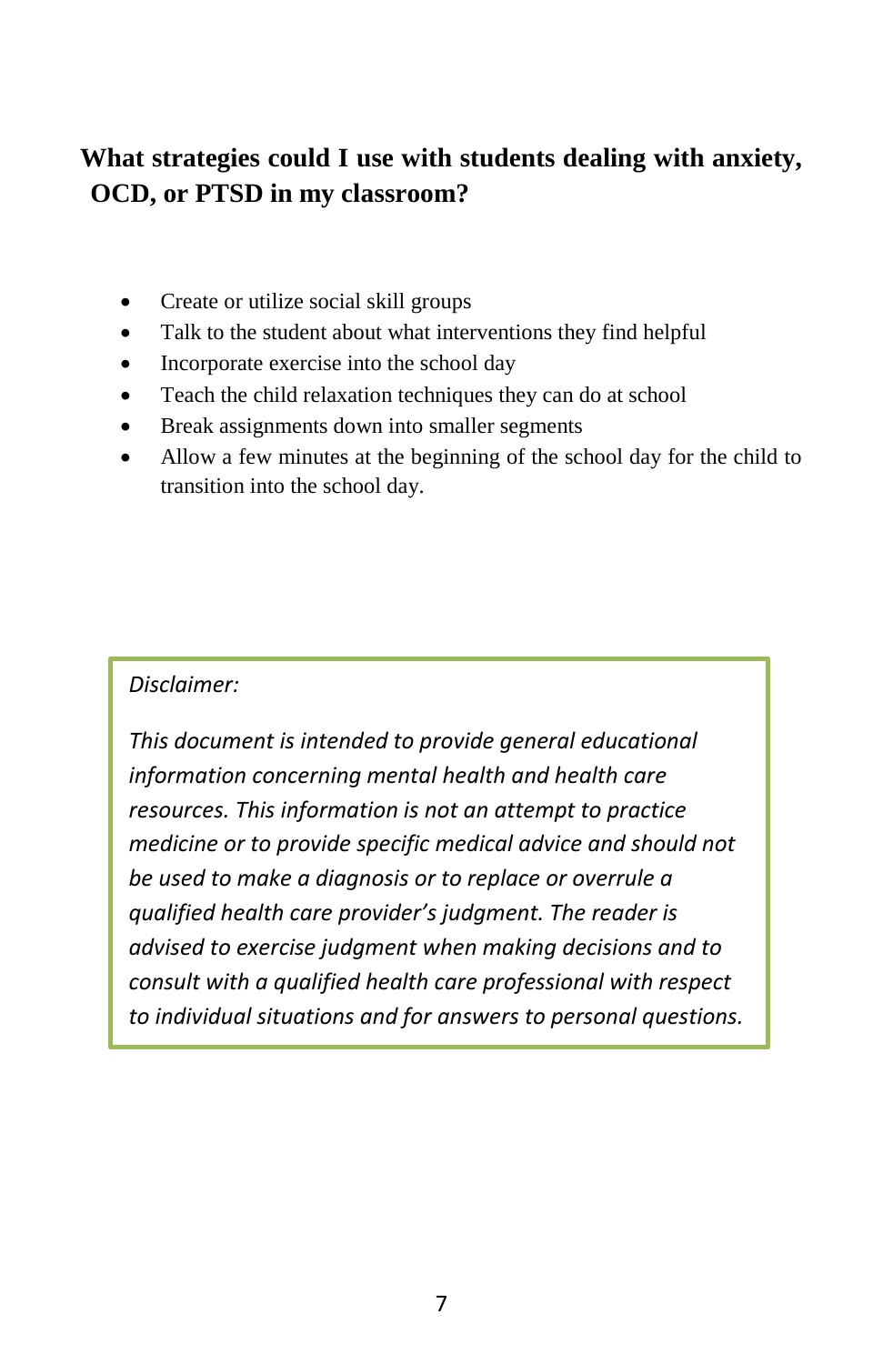## What strategies could I use with students dealing with anxiety, OCD, or PTSD in my classroom?

- Create or utilize social skill groups
- Talk to the student about what interventions they find helpful
- Incorporate exercise into the school day
- Teach the child relaxation techniques they can do at school
- Break assignments down into smaller segments
- Allow a few minutes at the beginning of the school day for the child to transition into the school day.

> *Disclaimer:*
>
> *This document is intended to provide general educational information concerning mental health and health care resources. This information is not an attempt to practice medicine or to provide specific medical advice and should not be used to make a diagnosis or to replace or overrule a qualified health care provider's judgment. The reader is advised to exercise judgment when making decisions and to consult with a qualified health care professional with respect to individual situations and for answers to personal questions.*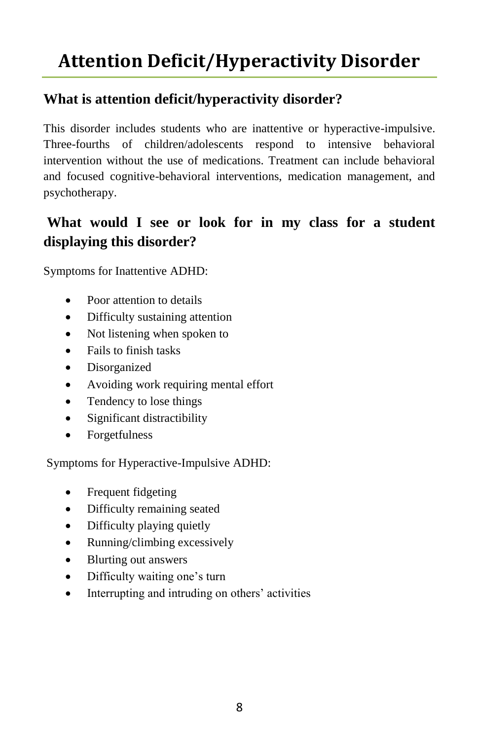# Attention Deficit/Hyperactivity Disorder

## What is attention deficit/hyperactivity disorder?

This disorder includes students who are inattentive or hyperactive-impulsive. Three-fourths of children/adolescents respond to intensive behavioral intervention without the use of medications. Treatment can include behavioral and focused cognitive-behavioral interventions, medication management, and psychotherapy.

## What would I see or look for in my class for a student displaying this disorder?

Symptoms for Inattentive ADHD:

- Poor attention to details
- Difficulty sustaining attention
- Not listening when spoken to
- Fails to finish tasks
- Disorganized
- Avoiding work requiring mental effort
- Tendency to lose things
- Significant distractibility
- Forgetfulness

Symptoms for Hyperactive-Impulsive ADHD:

- Frequent fidgeting
- Difficulty remaining seated
- Difficulty playing quietly
- Running/climbing excessively
- Blurting out answers
- Difficulty waiting one's turn
- Interrupting and intruding on others' activities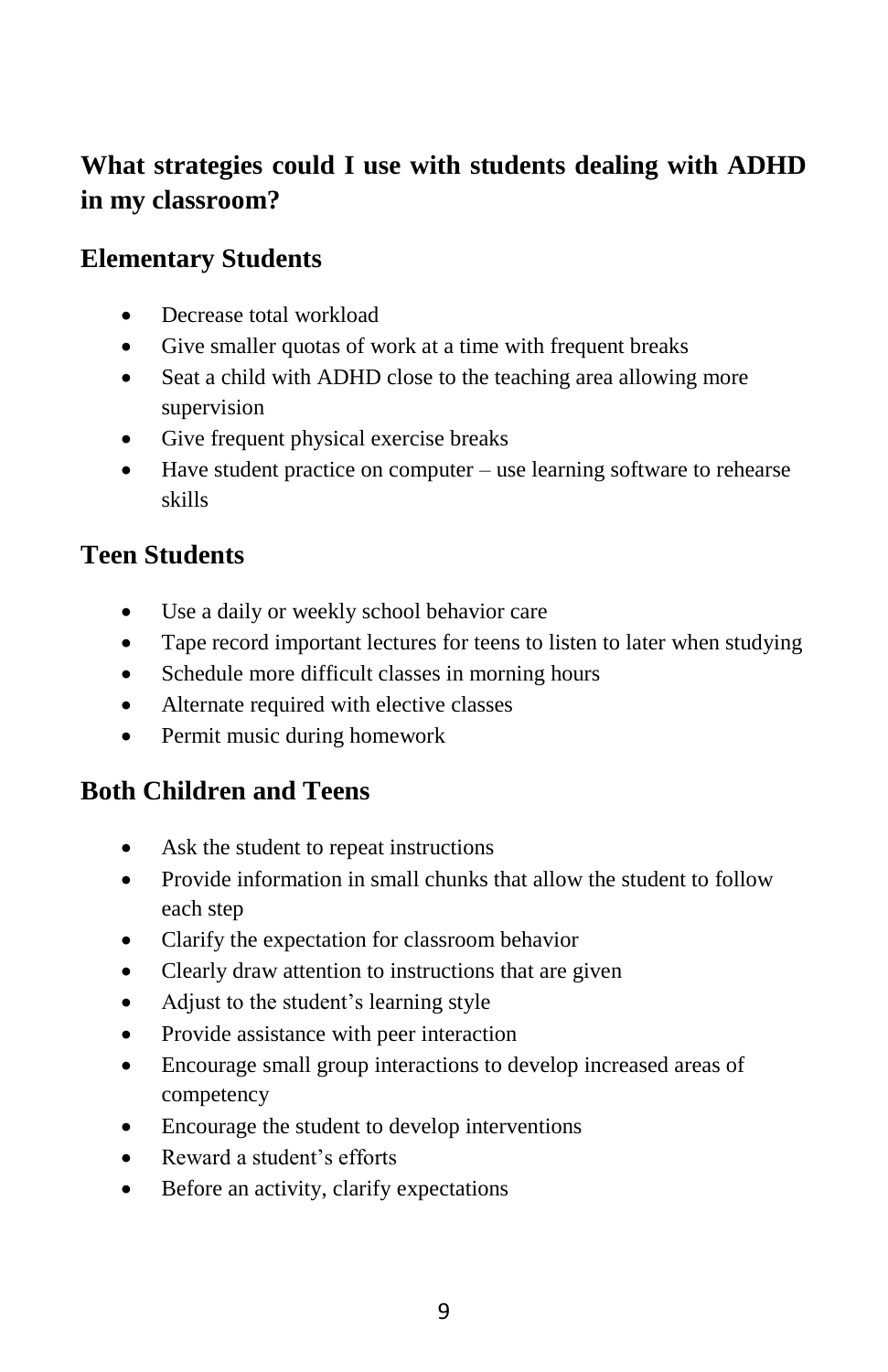## What strategies could I use with students dealing with ADHD in my classroom?

### Elementary Students

- Decrease total workload
- Give smaller quotas of work at a time with frequent breaks
- Seat a child with ADHD close to the teaching area allowing more supervision
- Give frequent physical exercise breaks
- Have student practice on computer – use learning software to rehearse skills

### Teen Students

- Use a daily or weekly school behavior care
- Tape record important lectures for teens to listen to later when studying
- Schedule more difficult classes in morning hours
- Alternate required with elective classes
- Permit music during homework

### Both Children and Teens

- Ask the student to repeat instructions
- Provide information in small chunks that allow the student to follow each step
- Clarify the expectation for classroom behavior
- Clearly draw attention to instructions that are given
- Adjust to the student's learning style
- Provide assistance with peer interaction
- Encourage small group interactions to develop increased areas of competency
- Encourage the student to develop interventions
- Reward a student's efforts
- Before an activity, clarify expectations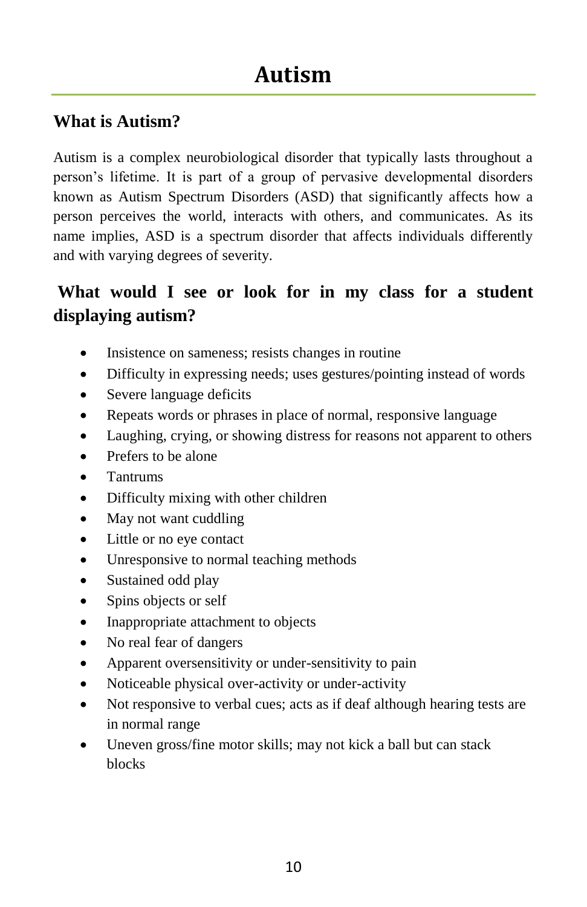# Autism

## What is Autism?

Autism is a complex neurobiological disorder that typically lasts throughout a person's lifetime. It is part of a group of pervasive developmental disorders known as Autism Spectrum Disorders (ASD) that significantly affects how a person perceives the world, interacts with others, and communicates. As its name implies, ASD is a spectrum disorder that affects individuals differently and with varying degrees of severity.

## What would I see or look for in my class for a student displaying autism?

- Insistence on sameness; resists changes in routine
- Difficulty in expressing needs; uses gestures/pointing instead of words
- Severe language deficits
- Repeats words or phrases in place of normal, responsive language
- Laughing, crying, or showing distress for reasons not apparent to others
- Prefers to be alone
- Tantrums
- Difficulty mixing with other children
- May not want cuddling
- Little or no eye contact
- Unresponsive to normal teaching methods
- Sustained odd play
- Spins objects or self
- Inappropriate attachment to objects
- No real fear of dangers
- Apparent oversensitivity or under-sensitivity to pain
- Noticeable physical over-activity or under-activity
- Not responsive to verbal cues; acts as if deaf although hearing tests are in normal range
- Uneven gross/fine motor skills; may not kick a ball but can stack blocks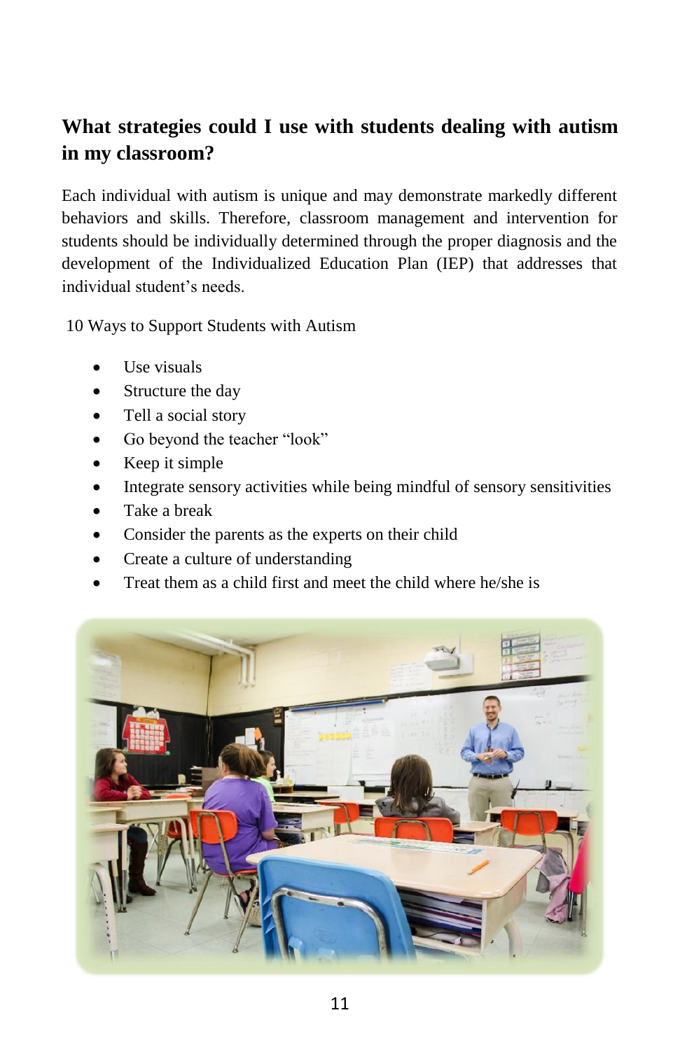## What strategies could I use with students dealing with autism in my classroom?

Each individual with autism is unique and may demonstrate markedly different behaviors and skills. Therefore, classroom management and intervention for students should be individually determined through the proper diagnosis and the development of the Individualized Education Plan (IEP) that addresses that individual student's needs.

10 Ways to Support Students with Autism

- Use visuals
- Structure the day
- Tell a social story
- Go beyond the teacher "look"
- Keep it simple
- Integrate sensory activities while being mindful of sensory sensitivities
- Take a break
- Consider the parents as the experts on their child
- Create a culture of understanding
- Treat them as a child first and meet the child where he/she is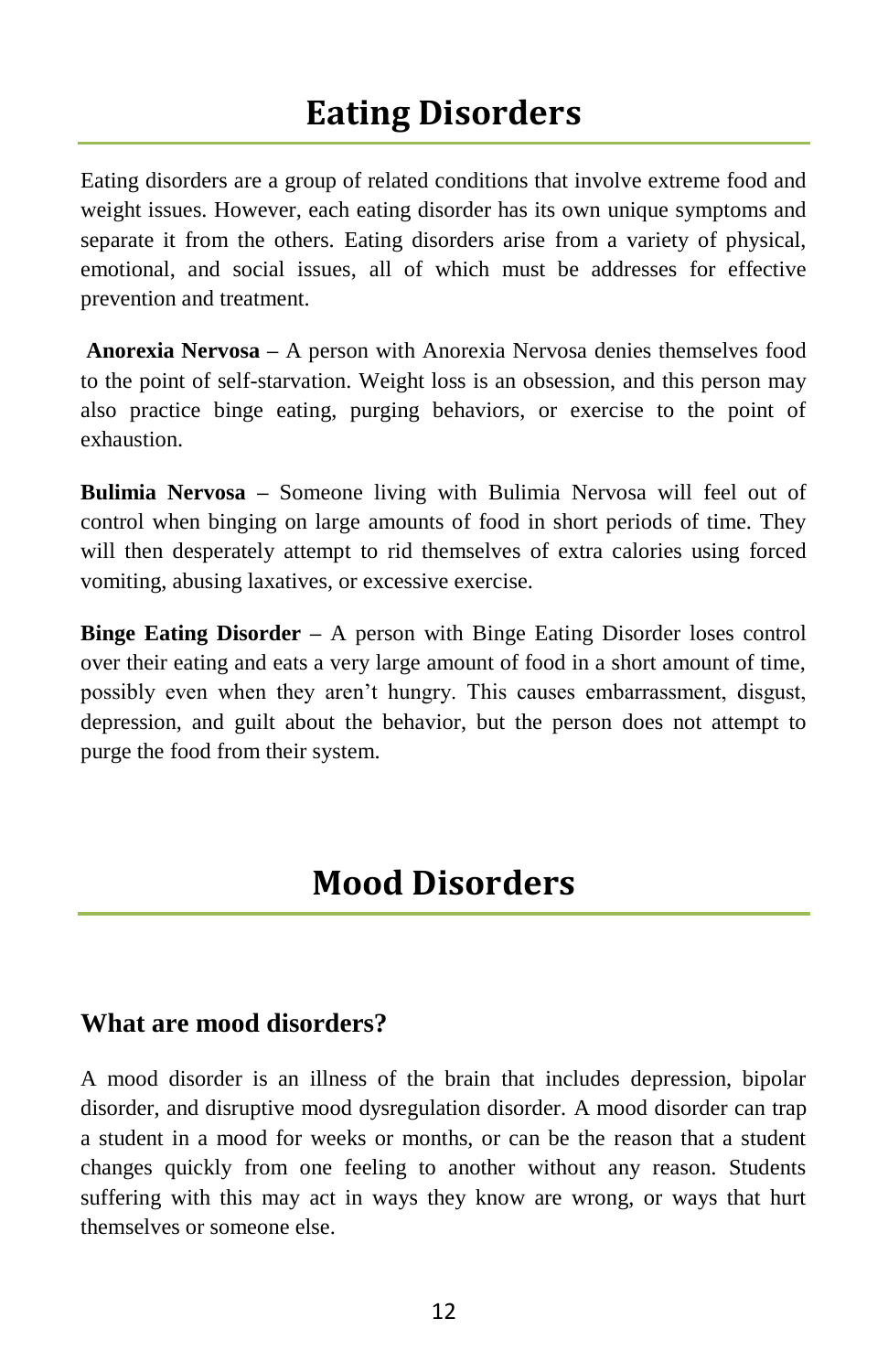# Eating Disorders

Eating disorders are a group of related conditions that involve extreme food and weight issues. However, each eating disorder has its own unique symptoms and separate it from the others. Eating disorders arise from a variety of physical, emotional, and social issues, all of which must be addresses for effective prevention and treatment.

**Anorexia Nervosa –** A person with Anorexia Nervosa denies themselves food to the point of self-starvation. Weight loss is an obsession, and this person may also practice binge eating, purging behaviors, or exercise to the point of exhaustion.

**Bulimia Nervosa –** Someone living with Bulimia Nervosa will feel out of control when binging on large amounts of food in short periods of time. They will then desperately attempt to rid themselves of extra calories using forced vomiting, abusing laxatives, or excessive exercise.

**Binge Eating Disorder –** A person with Binge Eating Disorder loses control over their eating and eats a very large amount of food in a short amount of time, possibly even when they aren't hungry. This causes embarrassment, disgust, depression, and guilt about the behavior, but the person does not attempt to purge the food from their system.

# Mood Disorders

### What are mood disorders?

A mood disorder is an illness of the brain that includes depression, bipolar disorder, and disruptive mood dysregulation disorder. A mood disorder can trap a student in a mood for weeks or months, or can be the reason that a student changes quickly from one feeling to another without any reason. Students suffering with this may act in ways they know are wrong, or ways that hurt themselves or someone else.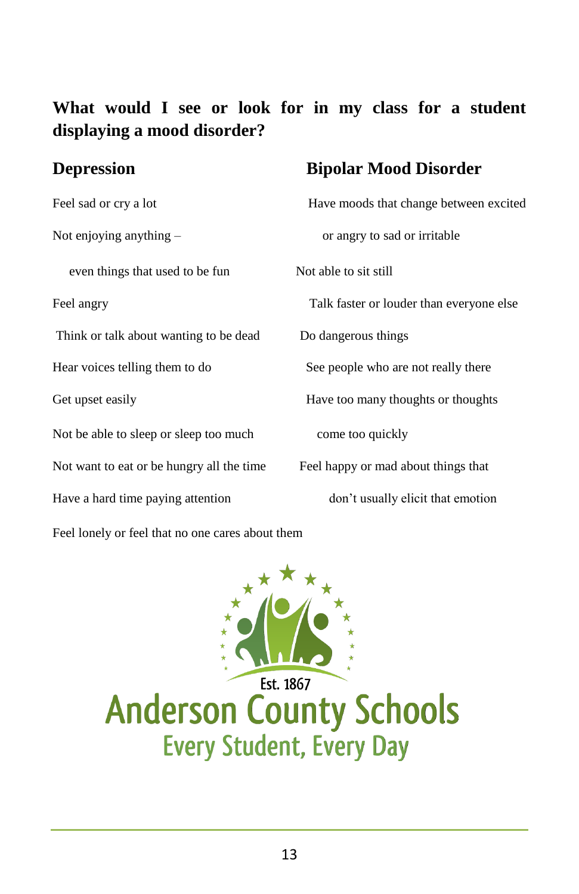**What would I see or look for in my class for a student displaying a mood disorder?**

## Depression

Feel sad or cry a lot

Not enjoying anything – even things that used to be fun

Feel angry

Think or talk about wanting to be dead

Hear voices telling them to do

Get upset easily

Not be able to sleep or sleep too much

Not want to eat or be hungry all the time

Have a hard time paying attention

Feel lonely or feel that no one cares about them

## Bipolar Mood Disorder

Have moods that change between excited or angry to sad or irritable

Not able to sit still

Talk faster or louder than everyone else

Do dangerous things

See people who are not really there

Have too many thoughts or thoughts come too quickly

Feel happy or mad about things that don't usually elicit that emotion

Est. 1867

Anderson County Schools

Every Student, Every Day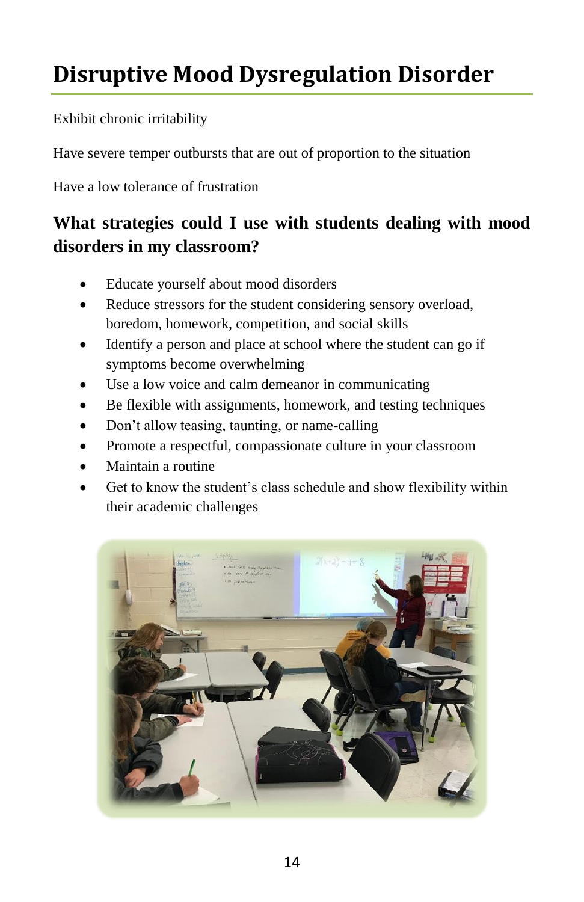# Disruptive Mood Dysregulation Disorder

Exhibit chronic irritability

Have severe temper outbursts that are out of proportion to the situation

Have a low tolerance of frustration

## What strategies could I use with students dealing with mood disorders in my classroom?

- Educate yourself about mood disorders
- Reduce stressors for the student considering sensory overload, boredom, homework, competition, and social skills
- Identify a person and place at school where the student can go if symptoms become overwhelming
- Use a low voice and calm demeanor in communicating
- Be flexible with assignments, homework, and testing techniques
- Don't allow teasing, taunting, or name-calling
- Promote a respectful, compassionate culture in your classroom
- Maintain a routine
- Get to know the student's class schedule and show flexibility within their academic challenges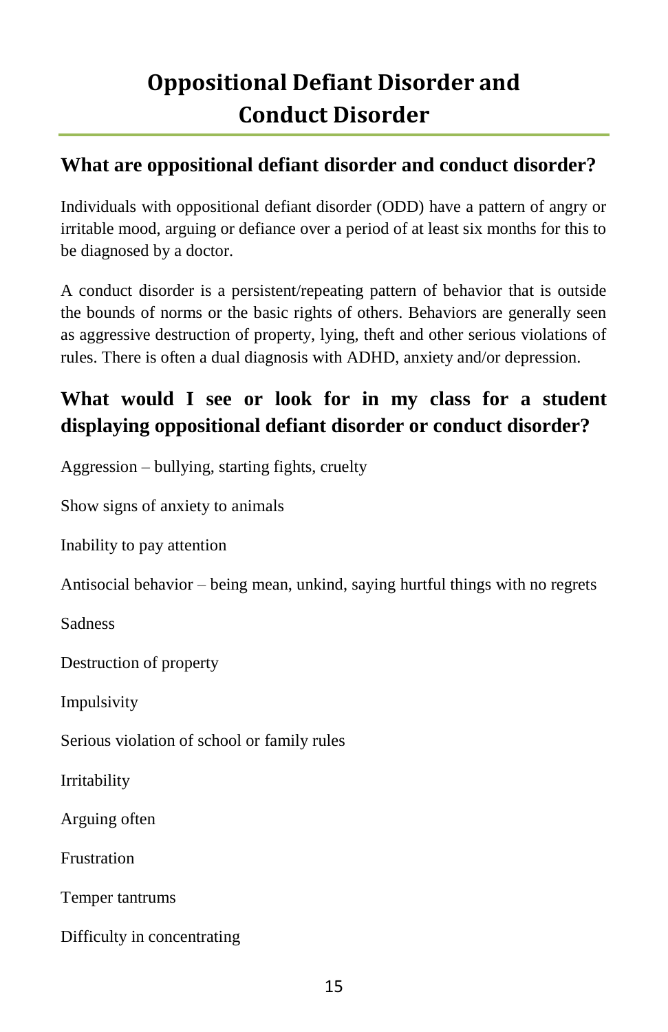# Oppositional Defiant Disorder and Conduct Disorder

## What are oppositional defiant disorder and conduct disorder?

Individuals with oppositional defiant disorder (ODD) have a pattern of angry or irritable mood, arguing or defiance over a period of at least six months for this to be diagnosed by a doctor.

A conduct disorder is a persistent/repeating pattern of behavior that is outside the bounds of norms or the basic rights of others. Behaviors are generally seen as aggressive destruction of property, lying, theft and other serious violations of rules. There is often a dual diagnosis with ADHD, anxiety and/or depression.

## What would I see or look for in my class for a student displaying oppositional defiant disorder or conduct disorder?

Aggression – bullying, starting fights, cruelty

Show signs of anxiety to animals

Inability to pay attention

Antisocial behavior – being mean, unkind, saying hurtful things with no regrets

Sadness

Destruction of property

Impulsivity

Serious violation of school or family rules

Irritability

Arguing often

Frustration

Temper tantrums

Difficulty in concentrating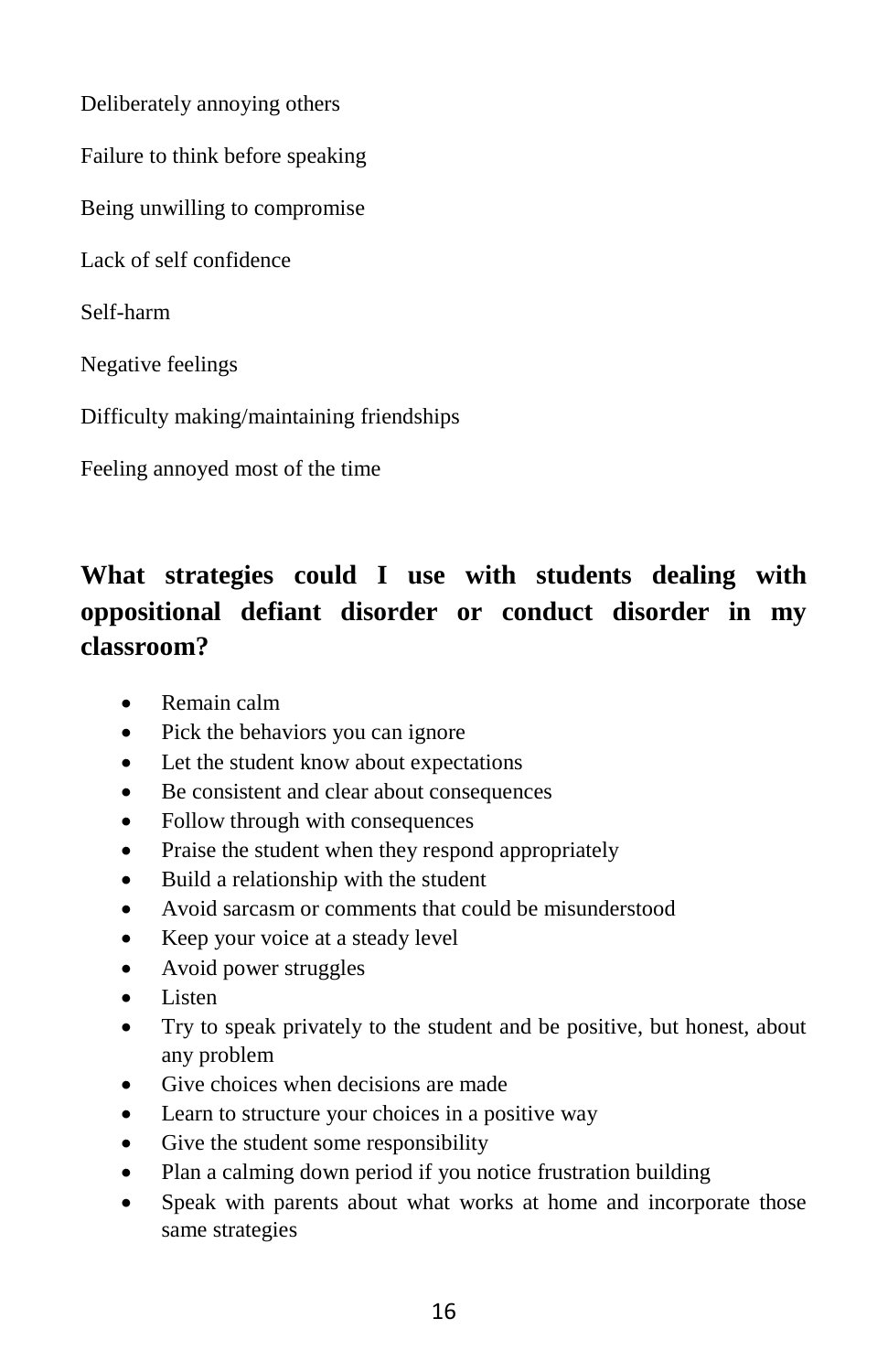Deliberately annoying others

Failure to think before speaking

Being unwilling to compromise

Lack of self confidence

Self-harm

Negative feelings

Difficulty making/maintaining friendships

Feeling annoyed most of the time

## What strategies could I use with students dealing with oppositional defiant disorder or conduct disorder in my classroom?

- Remain calm
- Pick the behaviors you can ignore
- Let the student know about expectations
- Be consistent and clear about consequences
- Follow through with consequences
- Praise the student when they respond appropriately
- Build a relationship with the student
- Avoid sarcasm or comments that could be misunderstood
- Keep your voice at a steady level
- Avoid power struggles
- Listen
- Try to speak privately to the student and be positive, but honest, about any problem
- Give choices when decisions are made
- Learn to structure your choices in a positive way
- Give the student some responsibility
- Plan a calming down period if you notice frustration building
- Speak with parents about what works at home and incorporate those same strategies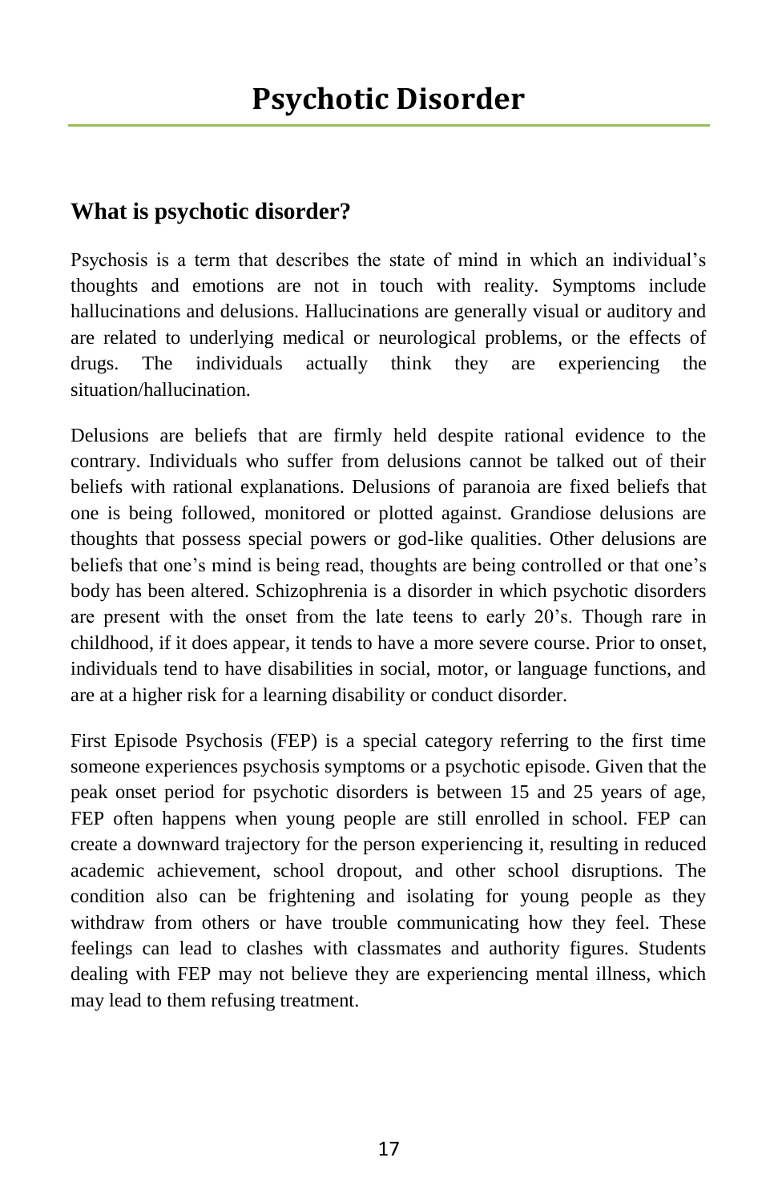# Psychotic Disorder

## What is psychotic disorder?

Psychosis is a term that describes the state of mind in which an individual's thoughts and emotions are not in touch with reality. Symptoms include hallucinations and delusions. Hallucinations are generally visual or auditory and are related to underlying medical or neurological problems, or the effects of drugs. The individuals actually think they are experiencing the situation/hallucination.

Delusions are beliefs that are firmly held despite rational evidence to the contrary. Individuals who suffer from delusions cannot be talked out of their beliefs with rational explanations. Delusions of paranoia are fixed beliefs that one is being followed, monitored or plotted against. Grandiose delusions are thoughts that possess special powers or god-like qualities. Other delusions are beliefs that one's mind is being read, thoughts are being controlled or that one's body has been altered. Schizophrenia is a disorder in which psychotic disorders are present with the onset from the late teens to early 20's. Though rare in childhood, if it does appear, it tends to have a more severe course. Prior to onset, individuals tend to have disabilities in social, motor, or language functions, and are at a higher risk for a learning disability or conduct disorder.

First Episode Psychosis (FEP) is a special category referring to the first time someone experiences psychosis symptoms or a psychotic episode. Given that the peak onset period for psychotic disorders is between 15 and 25 years of age, FEP often happens when young people are still enrolled in school. FEP can create a downward trajectory for the person experiencing it, resulting in reduced academic achievement, school dropout, and other school disruptions. The condition also can be frightening and isolating for young people as they withdraw from others or have trouble communicating how they feel. These feelings can lead to clashes with classmates and authority figures. Students dealing with FEP may not believe they are experiencing mental illness, which may lead to them refusing treatment.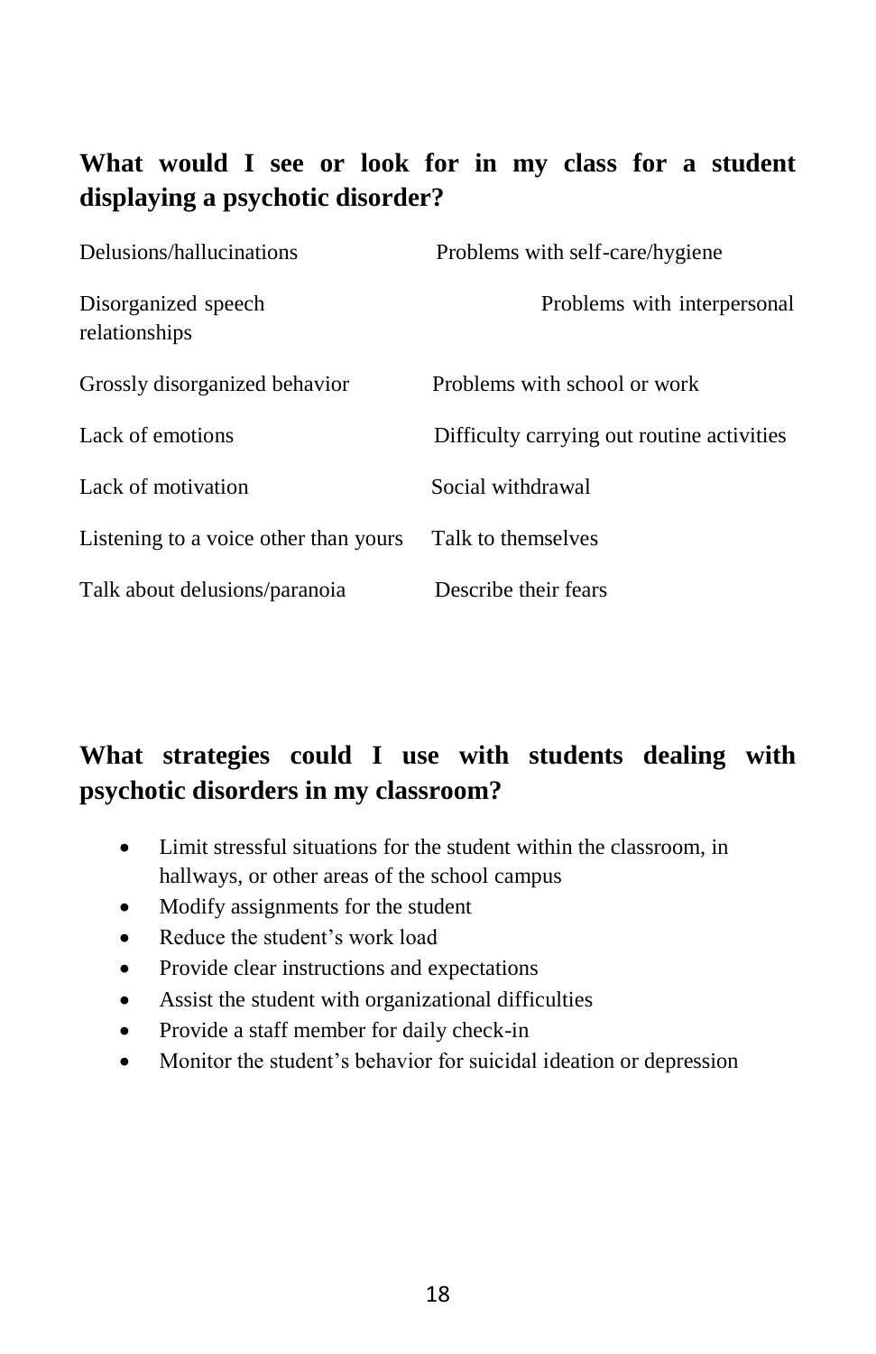## What would I see or look for in my class for a student displaying a psychotic disorder?

| | |
|---|---|
| Delusions/hallucinations | Problems with self-care/hygiene |
| Disorganized speech | Problems with interpersonal relationships |
| Grossly disorganized behavior | Problems with school or work |
| Lack of emotions | Difficulty carrying out routine activities |
| Lack of motivation | Social withdrawal |
| Listening to a voice other than yours | Talk to themselves |
| Talk about delusions/paranoia | Describe their fears |

## What strategies could I use with students dealing with psychotic disorders in my classroom?

- Limit stressful situations for the student within the classroom, in hallways, or other areas of the school campus
- Modify assignments for the student
- Reduce the student's work load
- Provide clear instructions and expectations
- Assist the student with organizational difficulties
- Provide a staff member for daily check-in
- Monitor the student's behavior for suicidal ideation or depression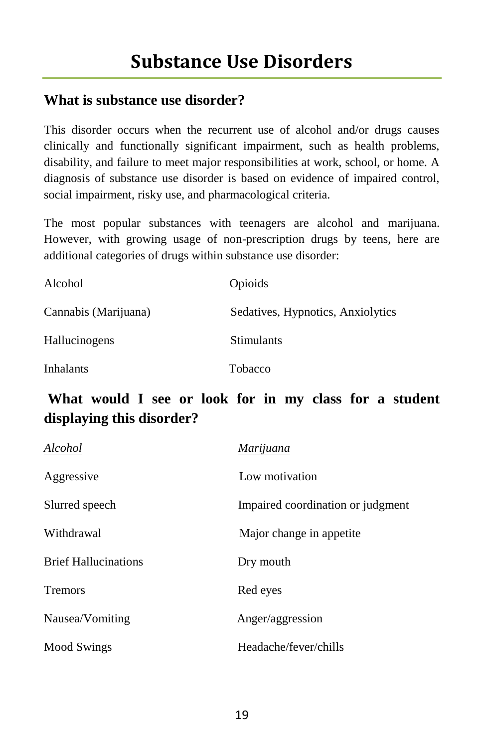# Substance Use Disorders

## What is substance use disorder?

This disorder occurs when the recurrent use of alcohol and/or drugs causes clinically and functionally significant impairment, such as health problems, disability, and failure to meet major responsibilities at work, school, or home. A diagnosis of substance use disorder is based on evidence of impaired control, social impairment, risky use, and pharmacological criteria.

The most popular substances with teenagers are alcohol and marijuana. However, with growing usage of non-prescription drugs by teens, here are additional categories of drugs within substance use disorder:

| | |
|---|---|
| Alcohol | Opioids |
| Cannabis (Marijuana) | Sedatives, Hypnotics, Anxiolytics |
| Hallucinogens | Stimulants |
| Inhalants | Tobacco |

## What would I see or look for in my class for a student displaying this disorder?

| *Alcohol* | *Marijuana* |
|---|---|
| Aggressive | Low motivation |
| Slurred speech | Impaired coordination or judgment |
| Withdrawal | Major change in appetite |
| Brief Hallucinations | Dry mouth |
| Tremors | Red eyes |
| Nausea/Vomiting | Anger/aggression |
| Mood Swings | Headache/fever/chills |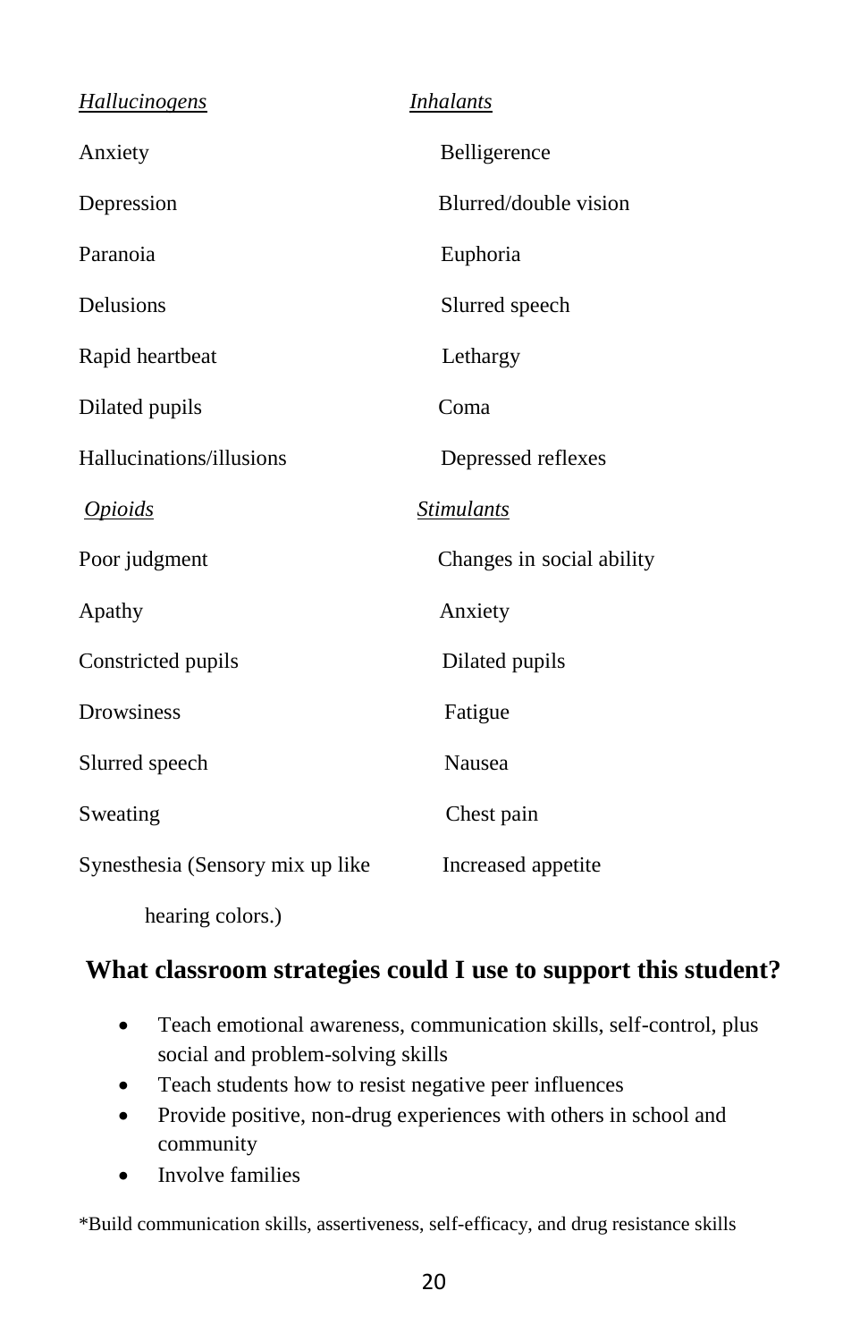*Hallucinogens*

Anxiety

Depression

Paranoia

Delusions

Rapid heartbeat

Dilated pupils

Hallucinations/illusions

*Inhalants*

Belligerence

Blurred/double vision

Euphoria

Slurred speech

Lethargy

Coma

Depressed reflexes

*Opioids*

Poor judgment

Apathy

Constricted pupils

Drowsiness

Slurred speech

Sweating

Synesthesia (Sensory mix up like hearing colors.)

*Stimulants*

Changes in social ability

Anxiety

Dilated pupils

Fatigue

Nausea

Chest pain

Increased appetite

## What classroom strategies could I use to support this student?

- Teach emotional awareness, communication skills, self-control, plus social and problem-solving skills
- Teach students how to resist negative peer influences
- Provide positive, non-drug experiences with others in school and community
- Involve families

*Build communication skills, assertiveness, self-efficacy, and drug resistance skills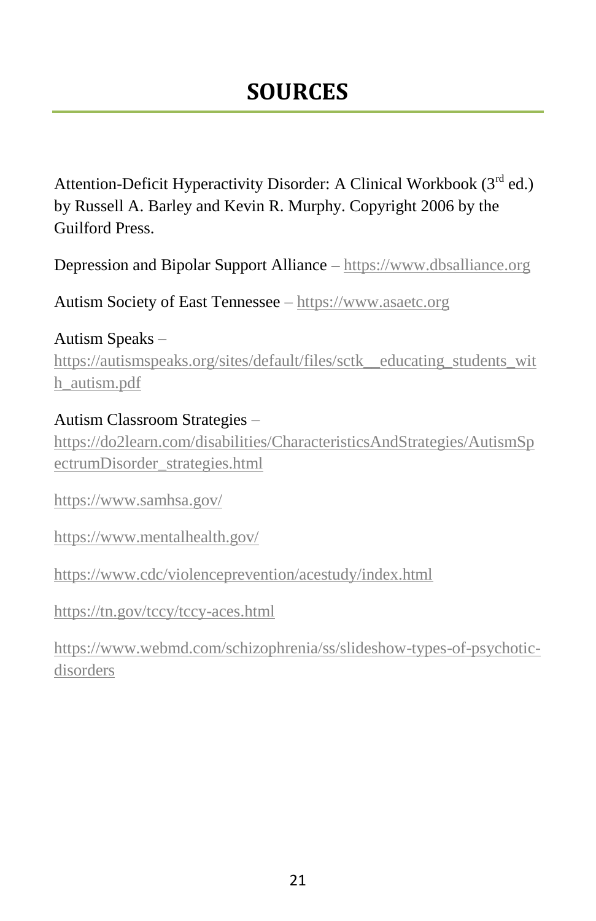# SOURCES

Attention-Deficit Hyperactivity Disorder: A Clinical Workbook (3rd ed.) by Russell A. Barley and Kevin R. Murphy. Copyright 2006 by the Guilford Press.

Depression and Bipolar Support Alliance – https://www.dbsalliance.org

Autism Society of East Tennessee – https://www.asaetc.org

Autism Speaks – https://autismspeaks.org/sites/default/files/sctk__educating_students_with_autism.pdf

Autism Classroom Strategies – https://do2learn.com/disabilities/CharacteristicsAndStrategies/AutismSpectrumDisorder_strategies.html

https://www.samhsa.gov/

https://www.mentalhealth.gov/

https://www.cdc/violenceprevention/acestudy/index.html

https://tn.gov/tccy/tccy-aces.html

https://www.webmd.com/schizophrenia/ss/slideshow-types-of-psychotic-disorders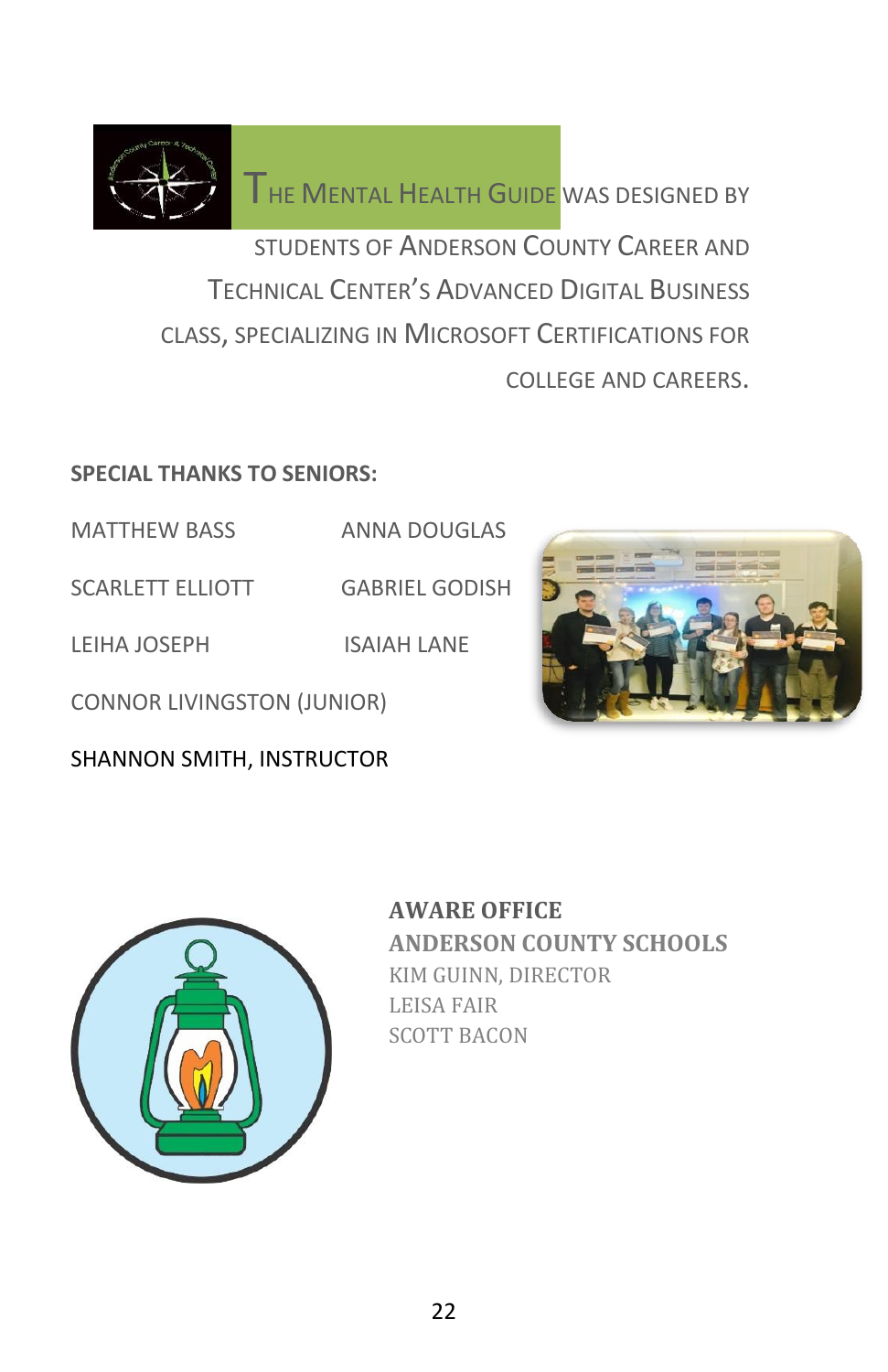THE MENTAL HEALTH GUIDE WAS DESIGNED BY STUDENTS OF ANDERSON COUNTY CAREER AND TECHNICAL CENTER'S ADVANCED DIGITAL BUSINESS CLASS, SPECIALIZING IN MICROSOFT CERTIFICATIONS FOR COLLEGE AND CAREERS.

**SPECIAL THANKS TO SENIORS:**

MATTHEW BASS

ANNA DOUGLAS

SCARLETT ELLIOTT

GABRIEL GODISH

LEIHA JOSEPH

ISAIAH LANE

CONNOR LIVINGSTON (JUNIOR)

SHANNON SMITH, INSTRUCTOR

**AWARE OFFICE**

**ANDERSON COUNTY SCHOOLS**

KIM GUINN, DIRECTOR

LEISA FAIR

SCOTT BACON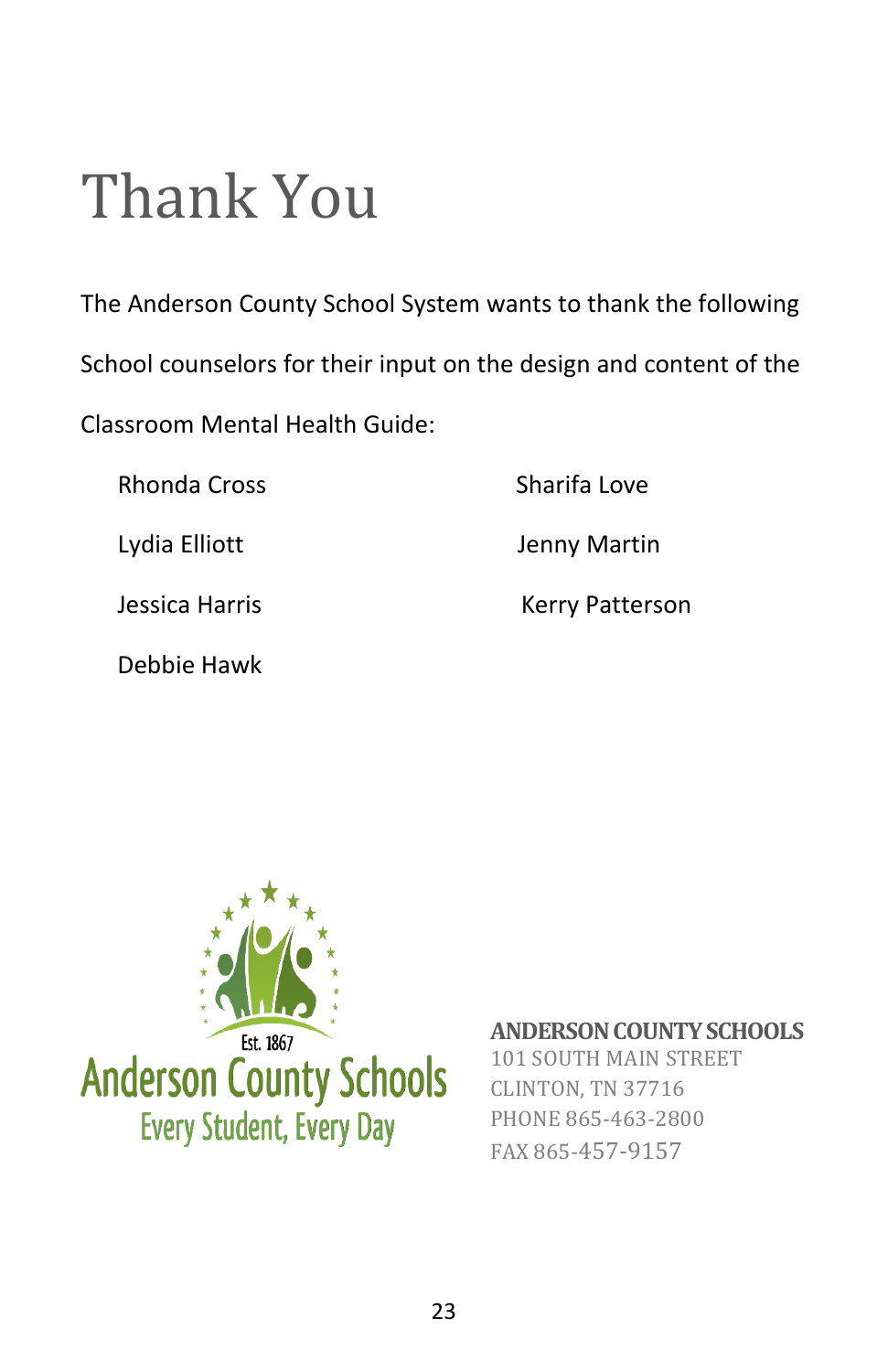# Thank You

The Anderson County School System wants to thank the following School counselors for their input on the design and content of the Classroom Mental Health Guide:

- Rhonda Cross
- Lydia Elliott
- Jessica Harris
- Debbie Hawk
- Sharifa Love
- Jenny Martin
- Kerry Patterson

Est. 1867

Anderson County Schools

Every Student, Every Day

**ANDERSON COUNTY SCHOOLS**

101 SOUTH MAIN STREET

CLINTON, TN 37716

PHONE 865-463-2800

FAX 865-457-9157